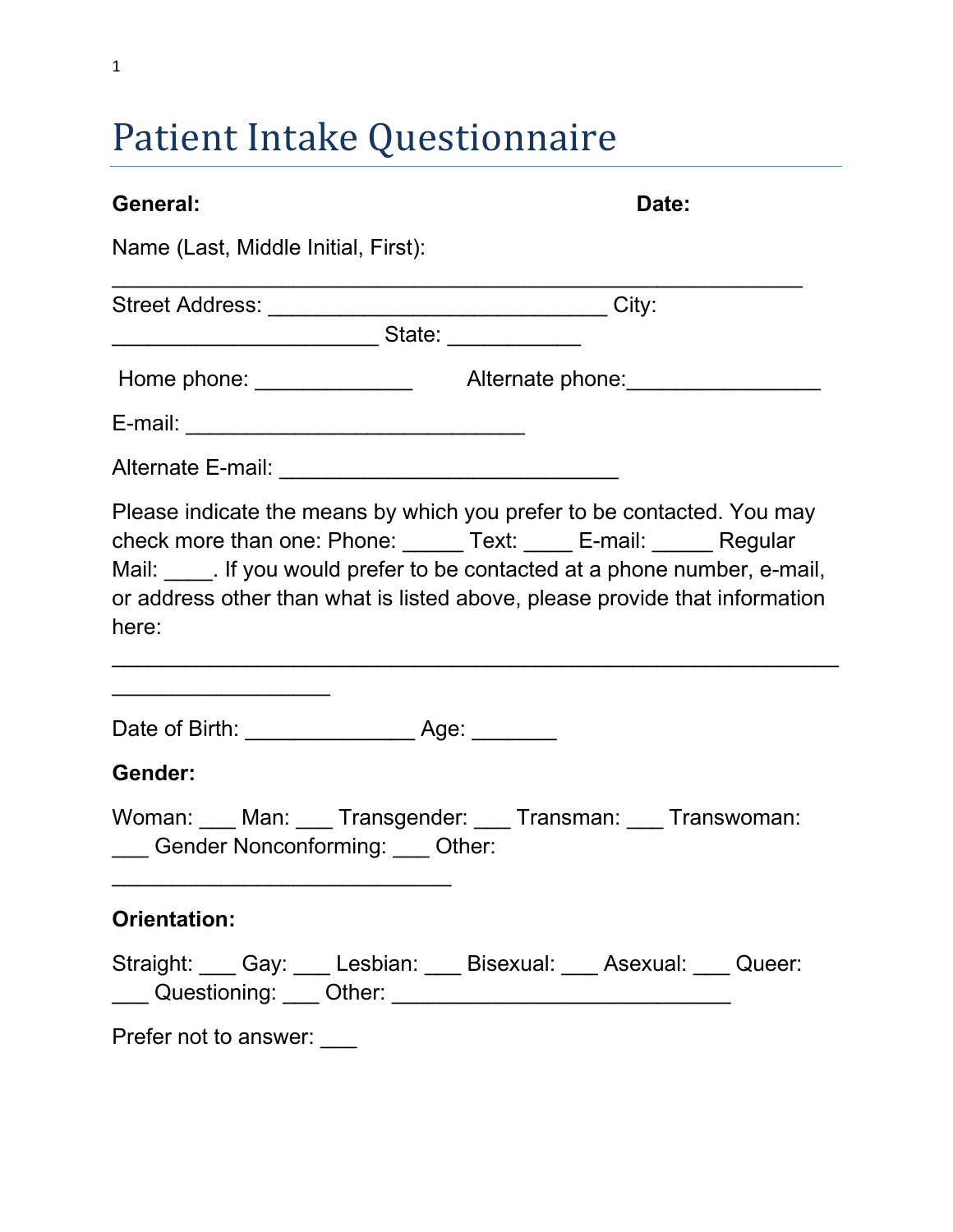# Patient Intake Questionnaire

**General:** **Date:**

Name (Last, Middle Initial, First):

___________________________________________________________

Street Address: _____________________________ City: _______________________ State: ___________

Home phone: _____________ Alternate phone:________________

E-mail: _____________________________

Alternate E-mail: _____________________________

Please indicate the means by which you prefer to be contacted. You may check more than one: Phone: _____ Text: ____ E-mail: _____ Regular Mail: ____. If you would prefer to be contacted at a phone number, e-mail, or address other than what is listed above, please provide that information here:

______________________________________________________________________________

Date of Birth: ______________ Age: _______

**Gender:**

Woman: ___ Man: ___ Transgender: ___ Transman: ___ Transwoman: ___ Gender Nonconforming: ___ Other: _____________________________

**Orientation:**

Straight: ___ Gay: ___ Lesbian: ___ Bisexual: ___ Asexual: ___ Queer: ___ Questioning: ___ Other: _____________________________

Prefer not to answer: ___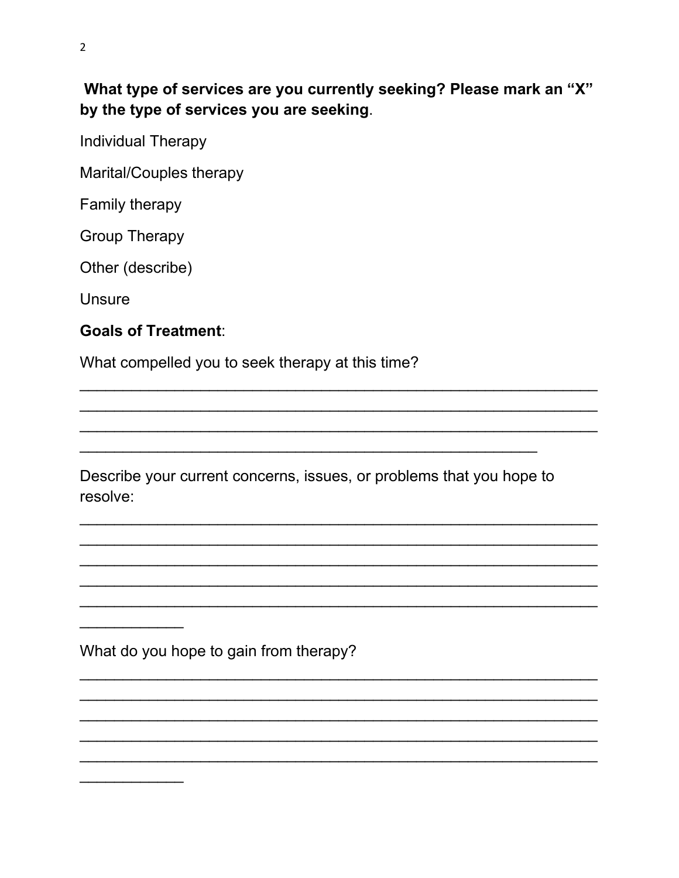**What type of services are you currently seeking? Please mark an "X" by the type of services you are seeking**.

Individual Therapy

Marital/Couples therapy

Family therapy

Group Therapy

Other (describe)

Unsure

**Goals of Treatment**:

What compelled you to seek therapy at this time?

_____________________________________________________________
_____________________________________________________________
_____________________________________________________________
______________________________________________________

Describe your current concerns, issues, or problems that you hope to resolve:

_____________________________________________________________
_____________________________________________________________
_____________________________________________________________
_____________________________________________________________
_____________________________________________________________
____________

What do you hope to gain from therapy?

_____________________________________________________________
_____________________________________________________________
_____________________________________________________________
_____________________________________________________________
_____________________________________________________________
____________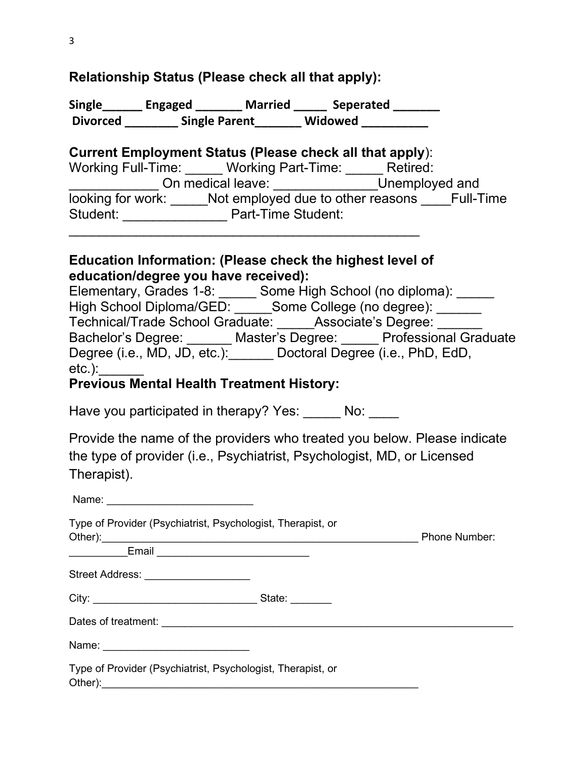**Relationship Status (Please check all that apply):**

**Single______ Engaged _______ Married _____ Seperated _______**
**Divorced ________ Single Parent_______ Widowed __________**

**Current Employment Status (Please check all that apply**):
Working Full-Time: _____ Working Part-Time: _____ Retired: ____________ On medical leave: ______________Unemployed and looking for work: _____Not employed due to other reasons ____Full-Time Student: ______________ Part-Time Student: ________________________________________________

**Education Information: (Please check the highest level of education/degree you have received):**
Elementary, Grades 1-8: _____ Some High School (no diploma): _____
High School Diploma/GED: _____Some College (no degree): ______
Technical/Trade School Graduate: _____Associate's Degree: ______
Bachelor's Degree: ______ Master's Degree: _____ Professional Graduate Degree (i.e., MD, JD, etc.):______ Doctoral Degree (i.e., PhD, EdD, etc.):______

**Previous Mental Health Treatment History:**

Have you participated in therapy? Yes: _____ No: ____

Provide the name of the providers who treated you below. Please indicate the type of provider (i.e., Psychiatrist, Psychologist, MD, or Licensed Therapist).

Name: ________________________

Type of Provider (Psychiatrist, Psychologist, Therapist, or Other):_______________________________________________________ Phone Number: __________Email _________________________

Street Address: __________________

City: ___________________________ State: _______

Dates of treatment: ______________________________________________________________

Name: ________________________

Type of Provider (Psychiatrist, Psychologist, Therapist, or Other):_______________________________________________________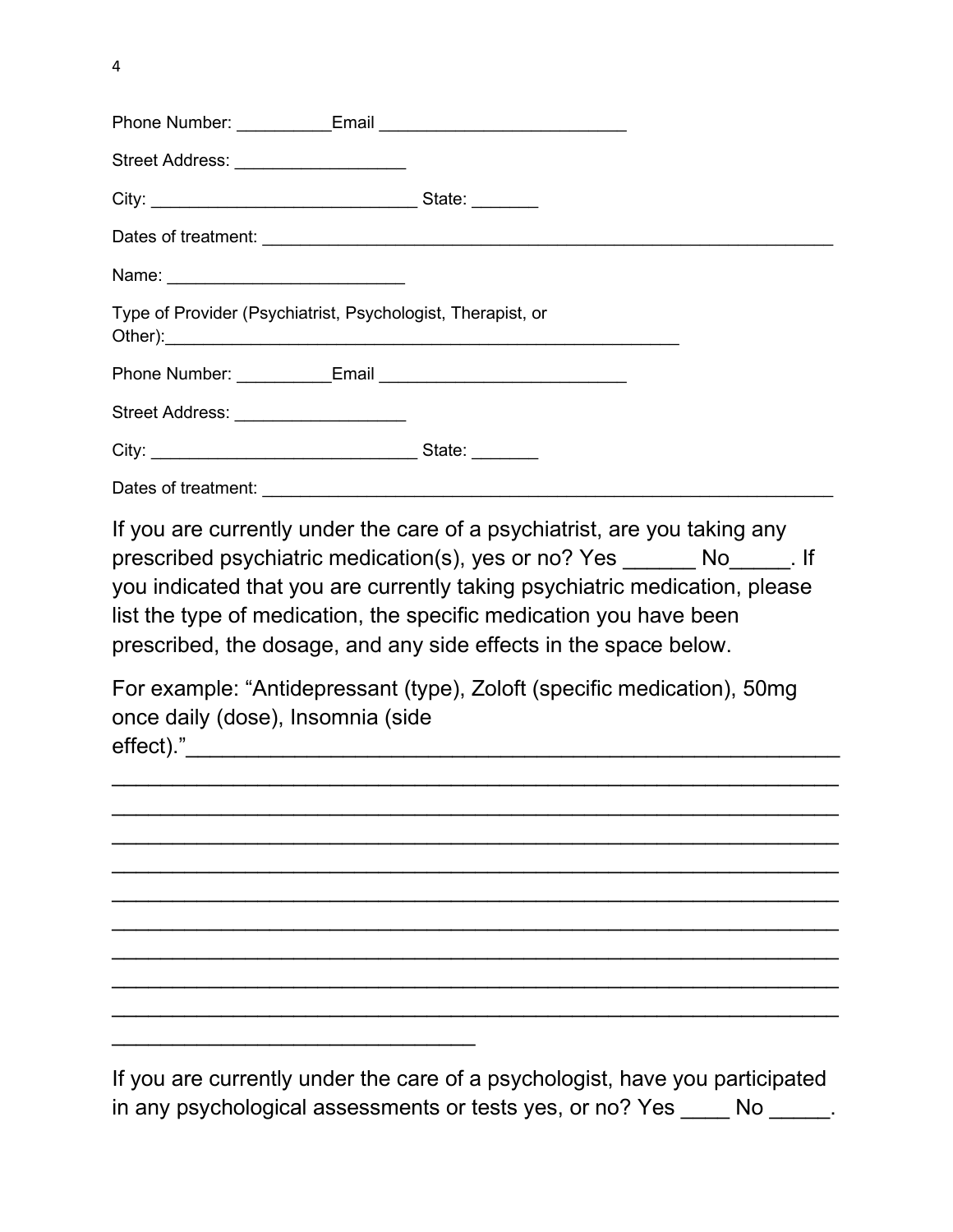Phone Number: __________Email _________________________

Street Address: __________________

City: ____________________________ State: _______

Dates of treatment: ____________________________________________________________

Name: _________________________

Type of Provider (Psychiatrist, Psychologist, Therapist, or Other):_____________________________________________________

Phone Number: __________Email _________________________

Street Address: __________________

City: ____________________________ State: _______

Dates of treatment: ____________________________________________________________

If you are currently under the care of a psychiatrist, are you taking any prescribed psychiatric medication(s), yes or no? Yes ______ No_____. If you indicated that you are currently taking psychiatric medication, please list the type of medication, the specific medication you have been prescribed, the dosage, and any side effects in the space below.

For example: “Antidepressant (type), Zoloft (specific medication), 50mg once daily (dose), Insomnia (side effect).”_____________________________________________________
_____________________________________________________________
_____________________________________________________________
_____________________________________________________________
_____________________________________________________________
_____________________________________________________________
_____________________________________________________________
_____________________________________________________________
_____________________________________________________________
_____________________________________________________________
______________________________

If you are currently under the care of a psychologist, have you participated in any psychological assessments or tests yes, or no? Yes ____ No _____.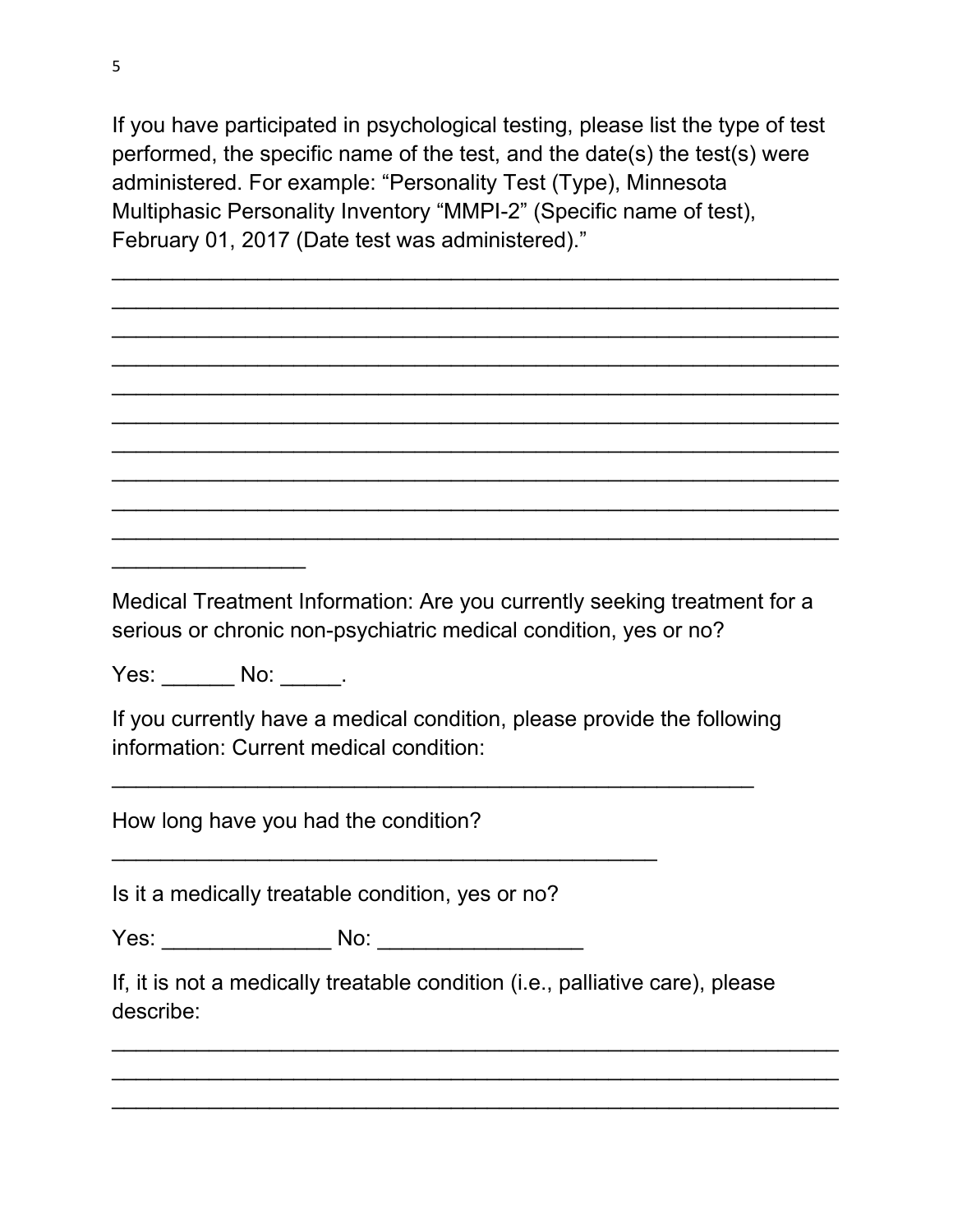If you have participated in psychological testing, please list the type of test performed, the specific name of the test, and the date(s) the test(s) were administered. For example: "Personality Test (Type), Minnesota Multiphasic Personality Inventory "MMPI-2" (Specific name of test), February 01, 2017 (Date test was administered)."

______________________________________________________________
______________________________________________________________
______________________________________________________________
______________________________________________________________
______________________________________________________________
______________________________________________________________
______________________________________________________________
______________________________________________________________
______________________________________________________________
______________________________________________________________
________________

Medical Treatment Information: Are you currently seeking treatment for a serious or chronic non-psychiatric medical condition, yes or no?

Yes: ______ No: _____.

If you currently have a medical condition, please provide the following information: Current medical condition:

_______________________________________________________

How long have you had the condition?

_______________________________________________

Is it a medically treatable condition, yes or no?

Yes: ______________ No: _________________

If, it is not a medically treatable condition (i.e., palliative care), please describe:

______________________________________________________________
______________________________________________________________
______________________________________________________________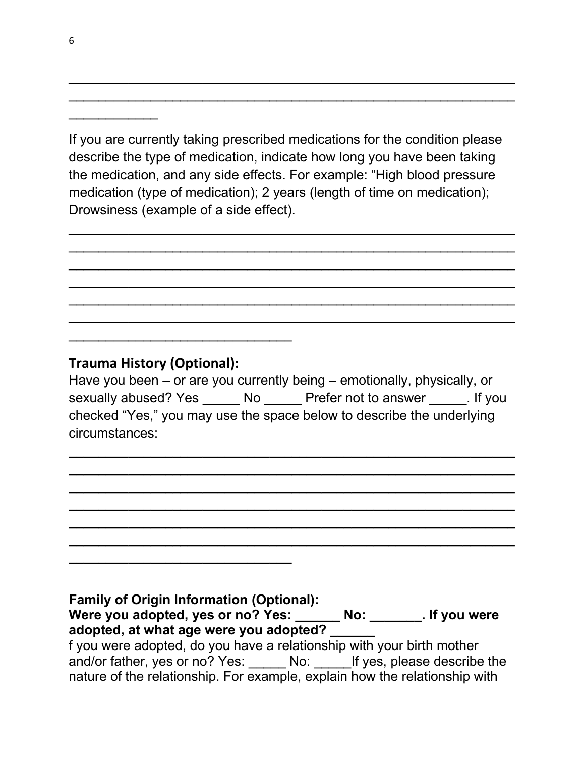\_\_\_\_\_\_\_\_\_\_\_\_\_\_\_\_\_\_\_\_\_\_\_\_\_\_\_\_\_\_\_\_\_\_\_\_\_\_\_\_\_\_\_\_\_\_\_\_\_\_\_\_\_\_\_\_\_\_
\_\_\_\_\_\_\_\_\_\_\_\_\_\_\_\_\_\_\_\_\_\_\_\_\_\_\_\_\_\_\_\_\_\_\_\_\_\_\_\_\_\_\_\_\_\_\_\_\_\_\_\_\_\_\_\_\_\_
\_\_\_\_\_\_\_\_\_\_\_\_

If you are currently taking prescribed medications for the condition please describe the type of medication, indicate how long you have been taking the medication, and any side effects. For example: "High blood pressure medication (type of medication); 2 years (length of time on medication); Drowsiness (example of a side effect).

\_\_\_\_\_\_\_\_\_\_\_\_\_\_\_\_\_\_\_\_\_\_\_\_\_\_\_\_\_\_\_\_\_\_\_\_\_\_\_\_\_\_\_\_\_\_\_\_\_\_\_\_\_\_\_\_\_\_
\_\_\_\_\_\_\_\_\_\_\_\_\_\_\_\_\_\_\_\_\_\_\_\_\_\_\_\_\_\_\_\_\_\_\_\_\_\_\_\_\_\_\_\_\_\_\_\_\_\_\_\_\_\_\_\_\_\_
\_\_\_\_\_\_\_\_\_\_\_\_\_\_\_\_\_\_\_\_\_\_\_\_\_\_\_\_\_\_\_\_\_\_\_\_\_\_\_\_\_\_\_\_\_\_\_\_\_\_\_\_\_\_\_\_\_\_
\_\_\_\_\_\_\_\_\_\_\_\_\_\_\_\_\_\_\_\_\_\_\_\_\_\_\_\_\_\_\_\_\_\_\_\_\_\_\_\_\_\_\_\_\_\_\_\_\_\_\_\_\_\_\_\_\_\_
\_\_\_\_\_\_\_\_\_\_\_\_\_\_\_\_\_\_\_\_\_\_\_\_\_\_\_\_\_\_\_\_\_\_\_\_\_\_\_\_\_\_\_\_\_\_\_\_\_\_\_\_\_\_\_\_\_\_
\_\_\_\_\_\_\_\_\_\_\_\_\_\_\_\_\_\_\_\_\_\_\_\_\_\_\_\_\_\_\_\_\_\_\_\_\_\_\_\_\_\_\_\_\_\_\_\_\_\_\_\_\_\_\_\_\_\_
\_\_\_\_\_\_\_\_\_\_\_\_\_\_\_\_\_\_\_\_\_\_\_\_\_\_\_\_\_\_

**Trauma History (Optional):**

Have you been – or are you currently being – emotionally, physically, or sexually abused? Yes \_\_\_\_\_ No \_\_\_\_\_ Prefer not to answer \_\_\_\_\_. If you checked "Yes," you may use the space below to describe the underlying circumstances:

\_\_\_\_\_\_\_\_\_\_\_\_\_\_\_\_\_\_\_\_\_\_\_\_\_\_\_\_\_\_\_\_\_\_\_\_\_\_\_\_\_\_\_\_\_\_\_\_\_\_\_\_\_\_\_\_\_\_
\_\_\_\_\_\_\_\_\_\_\_\_\_\_\_\_\_\_\_\_\_\_\_\_\_\_\_\_\_\_\_\_\_\_\_\_\_\_\_\_\_\_\_\_\_\_\_\_\_\_\_\_\_\_\_\_\_\_
\_\_\_\_\_\_\_\_\_\_\_\_\_\_\_\_\_\_\_\_\_\_\_\_\_\_\_\_\_\_\_\_\_\_\_\_\_\_\_\_\_\_\_\_\_\_\_\_\_\_\_\_\_\_\_\_\_\_
\_\_\_\_\_\_\_\_\_\_\_\_\_\_\_\_\_\_\_\_\_\_\_\_\_\_\_\_\_\_\_\_\_\_\_\_\_\_\_\_\_\_\_\_\_\_\_\_\_\_\_\_\_\_\_\_\_\_
\_\_\_\_\_\_\_\_\_\_\_\_\_\_\_\_\_\_\_\_\_\_\_\_\_\_\_\_\_\_\_\_\_\_\_\_\_\_\_\_\_\_\_\_\_\_\_\_\_\_\_\_\_\_\_\_\_\_
\_\_\_\_\_\_\_\_\_\_\_\_\_\_\_\_\_\_\_\_\_\_\_\_\_\_\_\_\_\_\_\_\_\_\_\_\_\_\_\_\_\_\_\_\_\_\_\_\_\_\_\_\_\_\_\_\_\_
\_\_\_\_\_\_\_\_\_\_\_\_\_\_\_\_\_\_\_\_\_\_\_\_\_\_\_\_\_\_

**Family of Origin Information (Optional):**

**Were you adopted, yes or no? Yes: \_\_\_\_\_\_ No: \_\_\_\_\_\_\_. If you were adopted, at what age were you adopted? \_\_\_\_\_\_**

f you were adopted, do you have a relationship with your birth mother and/or father, yes or no? Yes: \_\_\_\_\_ No: \_\_\_\_\_If yes, please describe the nature of the relationship. For example, explain how the relationship with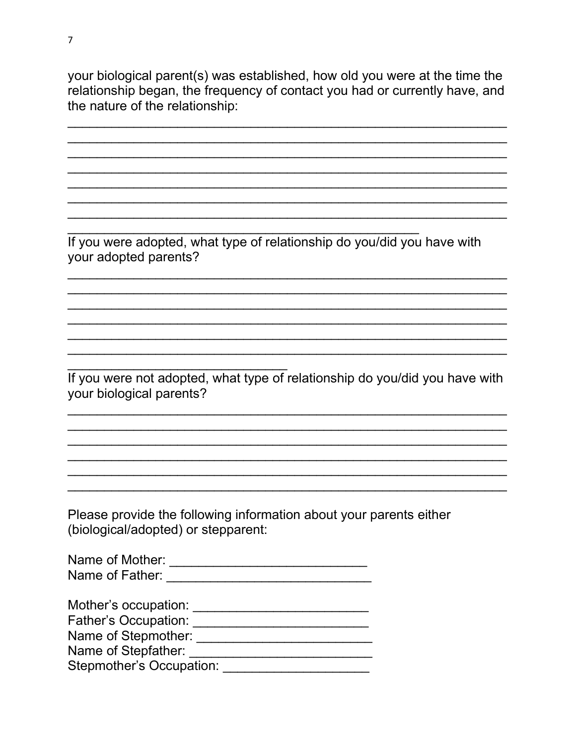your biological parent(s) was established, how old you were at the time the relationship began, the frequency of contact you had or currently have, and the nature of the relationship:

\_\_\_\_\_\_\_\_\_\_\_\_\_\_\_\_\_\_\_\_\_\_\_\_\_\_\_\_\_\_\_\_\_\_\_\_\_\_\_\_\_\_\_\_\_\_\_\_\_\_\_\_\_\_\_\_\_\_\_\_
\_\_\_\_\_\_\_\_\_\_\_\_\_\_\_\_\_\_\_\_\_\_\_\_\_\_\_\_\_\_\_\_\_\_\_\_\_\_\_\_\_\_\_\_\_\_\_\_\_\_\_\_\_\_\_\_\_\_\_\_
\_\_\_\_\_\_\_\_\_\_\_\_\_\_\_\_\_\_\_\_\_\_\_\_\_\_\_\_\_\_\_\_\_\_\_\_\_\_\_\_\_\_\_\_\_\_\_\_\_\_\_\_\_\_\_\_\_\_\_\_
\_\_\_\_\_\_\_\_\_\_\_\_\_\_\_\_\_\_\_\_\_\_\_\_\_\_\_\_\_\_\_\_\_\_\_\_\_\_\_\_\_\_\_\_\_\_\_\_\_\_\_\_\_\_\_\_\_\_\_\_
\_\_\_\_\_\_\_\_\_\_\_\_\_\_\_\_\_\_\_\_\_\_\_\_\_\_\_\_\_\_\_\_\_\_\_\_\_\_\_\_\_\_\_\_\_\_\_\_\_\_\_\_\_\_\_\_\_\_\_\_
\_\_\_\_\_\_\_\_\_\_\_\_\_\_\_\_\_\_\_\_\_\_\_\_\_\_\_\_\_\_\_\_\_\_\_\_\_\_\_\_\_\_\_\_\_\_\_\_\_\_\_\_\_\_\_\_\_\_\_\_
\_\_\_\_\_\_\_\_\_\_\_\_\_\_\_\_\_\_\_\_\_\_\_\_\_\_\_\_\_\_\_\_\_\_\_\_\_\_\_\_\_\_\_\_\_\_\_\_\_\_\_\_\_\_\_\_\_\_\_\_
\_\_\_\_\_\_\_\_\_\_\_\_\_\_\_\_\_\_\_\_\_\_\_\_\_\_\_\_\_\_\_\_\_\_\_\_\_\_\_\_\_\_\_\_\_\_\_

If you were adopted, what type of relationship do you/did you have with your adopted parents?

\_\_\_\_\_\_\_\_\_\_\_\_\_\_\_\_\_\_\_\_\_\_\_\_\_\_\_\_\_\_\_\_\_\_\_\_\_\_\_\_\_\_\_\_\_\_\_\_\_\_\_\_\_\_\_\_\_\_\_\_
\_\_\_\_\_\_\_\_\_\_\_\_\_\_\_\_\_\_\_\_\_\_\_\_\_\_\_\_\_\_\_\_\_\_\_\_\_\_\_\_\_\_\_\_\_\_\_\_\_\_\_\_\_\_\_\_\_\_\_\_
\_\_\_\_\_\_\_\_\_\_\_\_\_\_\_\_\_\_\_\_\_\_\_\_\_\_\_\_\_\_\_\_\_\_\_\_\_\_\_\_\_\_\_\_\_\_\_\_\_\_\_\_\_\_\_\_\_\_\_\_
\_\_\_\_\_\_\_\_\_\_\_\_\_\_\_\_\_\_\_\_\_\_\_\_\_\_\_\_\_\_\_\_\_\_\_\_\_\_\_\_\_\_\_\_\_\_\_\_\_\_\_\_\_\_\_\_\_\_\_\_
\_\_\_\_\_\_\_\_\_\_\_\_\_\_\_\_\_\_\_\_\_\_\_\_\_\_\_\_\_\_\_\_\_\_\_\_\_\_\_\_\_\_\_\_\_\_\_\_\_\_\_\_\_\_\_\_\_\_\_\_
\_\_\_\_\_\_\_\_\_\_\_\_\_\_\_\_\_\_\_\_\_\_\_\_\_\_\_\_\_\_\_\_\_\_\_\_\_\_\_\_\_\_\_\_\_\_\_\_\_\_\_\_\_\_\_\_\_\_\_\_
\_\_\_\_\_\_\_\_\_\_\_\_\_\_\_\_\_\_\_\_\_\_\_\_\_\_\_\_\_\_

If you were not adopted, what type of relationship do you/did you have with your biological parents?

\_\_\_\_\_\_\_\_\_\_\_\_\_\_\_\_\_\_\_\_\_\_\_\_\_\_\_\_\_\_\_\_\_\_\_\_\_\_\_\_\_\_\_\_\_\_\_\_\_\_\_\_\_\_\_\_\_\_\_\_
\_\_\_\_\_\_\_\_\_\_\_\_\_\_\_\_\_\_\_\_\_\_\_\_\_\_\_\_\_\_\_\_\_\_\_\_\_\_\_\_\_\_\_\_\_\_\_\_\_\_\_\_\_\_\_\_\_\_\_\_
\_\_\_\_\_\_\_\_\_\_\_\_\_\_\_\_\_\_\_\_\_\_\_\_\_\_\_\_\_\_\_\_\_\_\_\_\_\_\_\_\_\_\_\_\_\_\_\_\_\_\_\_\_\_\_\_\_\_\_\_
\_\_\_\_\_\_\_\_\_\_\_\_\_\_\_\_\_\_\_\_\_\_\_\_\_\_\_\_\_\_\_\_\_\_\_\_\_\_\_\_\_\_\_\_\_\_\_\_\_\_\_\_\_\_\_\_\_\_\_\_
\_\_\_\_\_\_\_\_\_\_\_\_\_\_\_\_\_\_\_\_\_\_\_\_\_\_\_\_\_\_\_\_\_\_\_\_\_\_\_\_\_\_\_\_\_\_\_\_\_\_\_\_\_\_\_\_\_\_\_\_
\_\_\_\_\_\_\_\_\_\_\_\_\_\_\_\_\_\_\_\_\_\_\_\_\_\_\_\_\_\_\_\_\_\_\_\_\_\_\_\_\_\_\_\_\_\_\_\_\_\_\_\_\_\_\_\_\_\_\_\_

Please provide the following information about your parents either (biological/adopted) or stepparent:

Name of Mother: \_\_\_\_\_\_\_\_\_\_\_\_\_\_\_\_\_\_\_\_\_\_\_\_\_\_
Name of Father: \_\_\_\_\_\_\_\_\_\_\_\_\_\_\_\_\_\_\_\_\_\_\_\_\_\_\_

Mother's occupation: \_\_\_\_\_\_\_\_\_\_\_\_\_\_\_\_\_\_\_\_\_\_\_
Father's Occupation: \_\_\_\_\_\_\_\_\_\_\_\_\_\_\_\_\_\_\_\_\_\_\_
Name of Stepmother: \_\_\_\_\_\_\_\_\_\_\_\_\_\_\_\_\_\_\_\_\_\_\_
Name of Stepfather: \_\_\_\_\_\_\_\_\_\_\_\_\_\_\_\_\_\_\_\_\_\_\_\_
Stepmother's Occupation: \_\_\_\_\_\_\_\_\_\_\_\_\_\_\_\_\_\_\_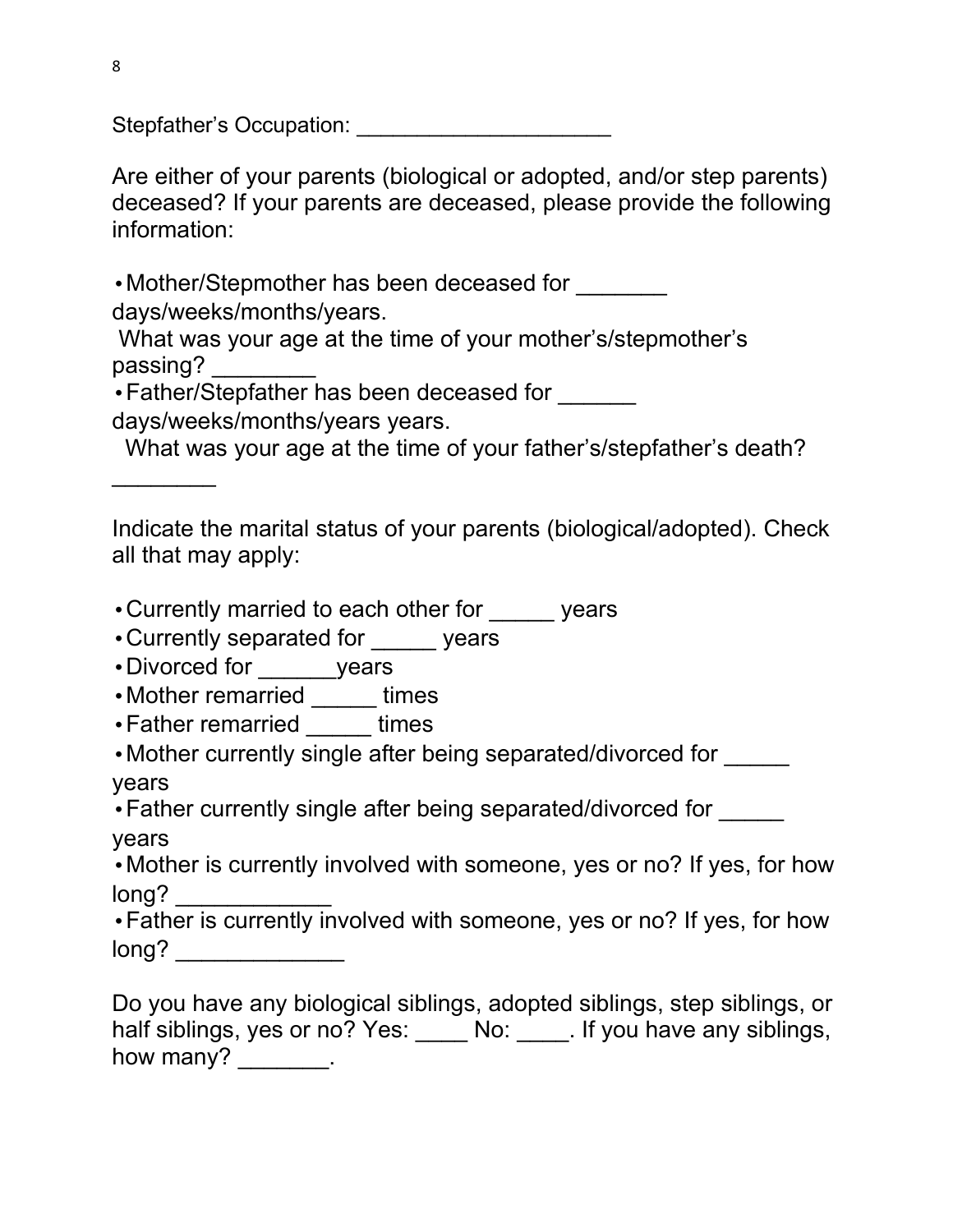Stepfather's Occupation: ____________________

Are either of your parents (biological or adopted, and/or step parents) deceased? If your parents are deceased, please provide the following information:

- Mother/Stepmother has been deceased for _______ days/weeks/months/years.
  What was your age at the time of your mother's/stepmother's passing? ________
- Father/Stepfather has been deceased for ______ days/weeks/months/years years.
  What was your age at the time of your father's/stepfather's death? ________

Indicate the marital status of your parents (biological/adopted). Check all that may apply:

- Currently married to each other for _____ years
- Currently separated for _____ years
- Divorced for ______years
- Mother remarried _____ times
- Father remarried _____ times
- Mother currently single after being separated/divorced for _____ years
- Father currently single after being separated/divorced for _____ years
- Mother is currently involved with someone, yes or no? If yes, for how long? ____________
- Father is currently involved with someone, yes or no? If yes, for how long? _____________

Do you have any biological siblings, adopted siblings, step siblings, or half siblings, yes or no? Yes: ____ No: ____. If you have any siblings, how many? _______.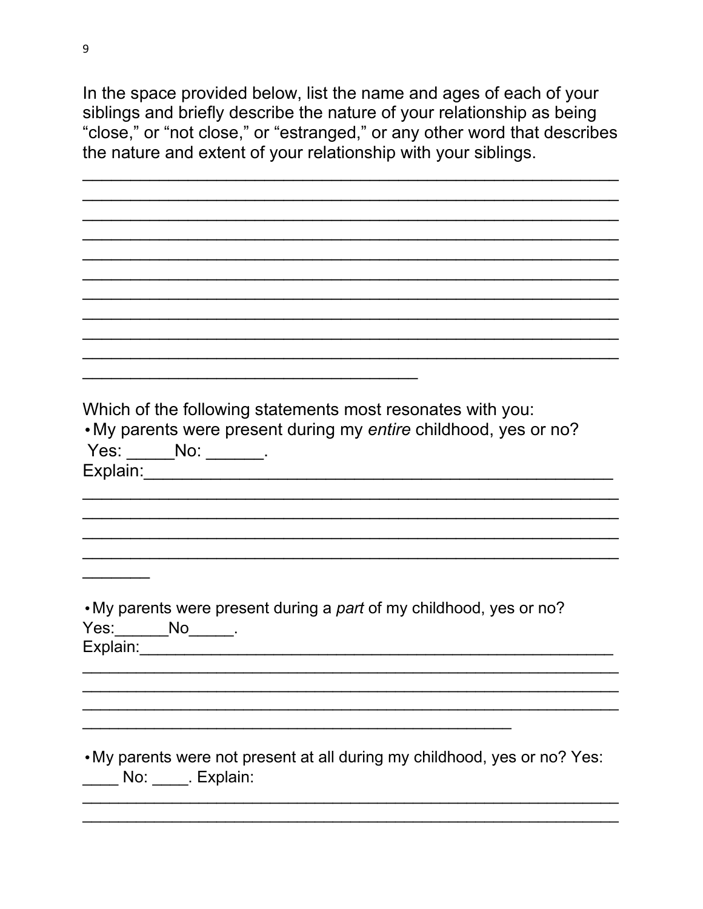In the space provided below, list the name and ages of each of your siblings and briefly describe the nature of your relationship as being "close," or "not close," or "estranged," or any other word that describes the nature and extent of your relationship with your siblings.

_______________________________________________________________
_______________________________________________________________
_______________________________________________________________
_______________________________________________________________
_______________________________________________________________
_______________________________________________________________
_______________________________________________________________
_______________________________________________________________
_______________________________________________________________
_______________________________________________________________
___________________________________

Which of the following statements most resonates with you:

- My parents were present during my *entire* childhood, yes or no?
 Yes: _____No: ______.
 Explain:______________________________________________
 _______________________________________________________________
 _______________________________________________________________
 _______________________________________________________________
 _______________________________________________________________
 _______

- My parents were present during a *part* of my childhood, yes or no?
 Yes:______No_____.
 Explain:______________________________________________
 _______________________________________________________________
 _______________________________________________________________
 _______________________________________________________________
 _____________________________________________

- My parents were not present at all during my childhood, yes or no? Yes: ____ No: ____. Explain:
 _______________________________________________________________
 _______________________________________________________________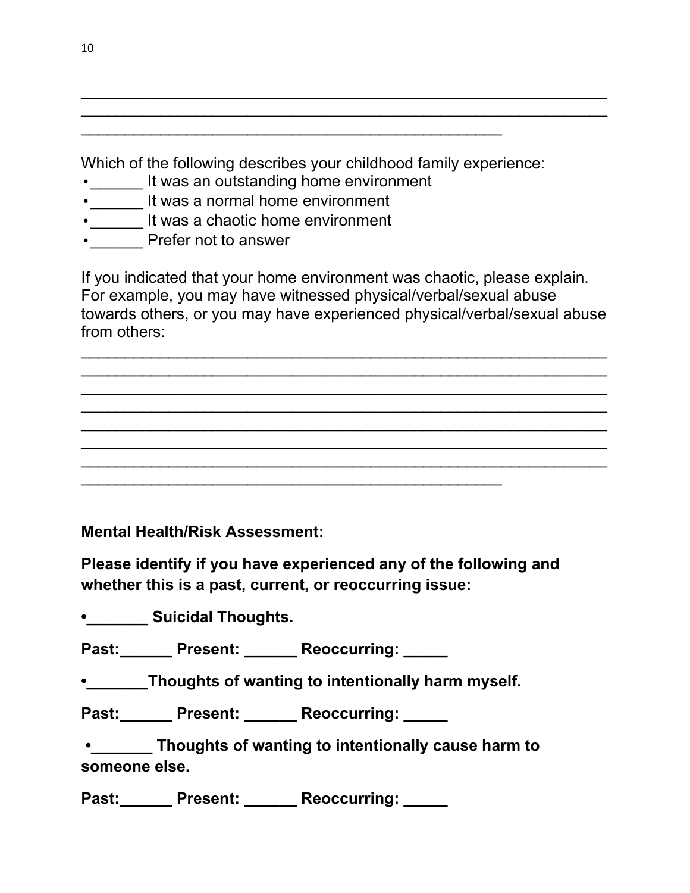______________________________________________________________
______________________________________________________________
__________________________________________________

Which of the following describes your childhood family experience:

- ______ It was an outstanding home environment
- ______ It was a normal home environment
- ______ It was a chaotic home environment
- ______ Prefer not to answer

If you indicated that your home environment was chaotic, please explain. For example, you may have witnessed physical/verbal/sexual abuse towards others, or you may have experienced physical/verbal/sexual abuse from others:

______________________________________________________________
______________________________________________________________
______________________________________________________________
______________________________________________________________
______________________________________________________________
______________________________________________________________
______________________________________________________________
__________________________________________________

**Mental Health/Risk Assessment:**

**Please identify if you have experienced any of the following and whether this is a past, current, or reoccurring issue:**

**•_______ Suicidal Thoughts.**

**Past:______ Present: ______ Reoccurring: _____**

**•_______Thoughts of wanting to intentionally harm myself.**

**Past:______ Present: ______ Reoccurring: _____**

**•_______ Thoughts of wanting to intentionally cause harm to someone else.**

**Past:______ Present: ______ Reoccurring: _____**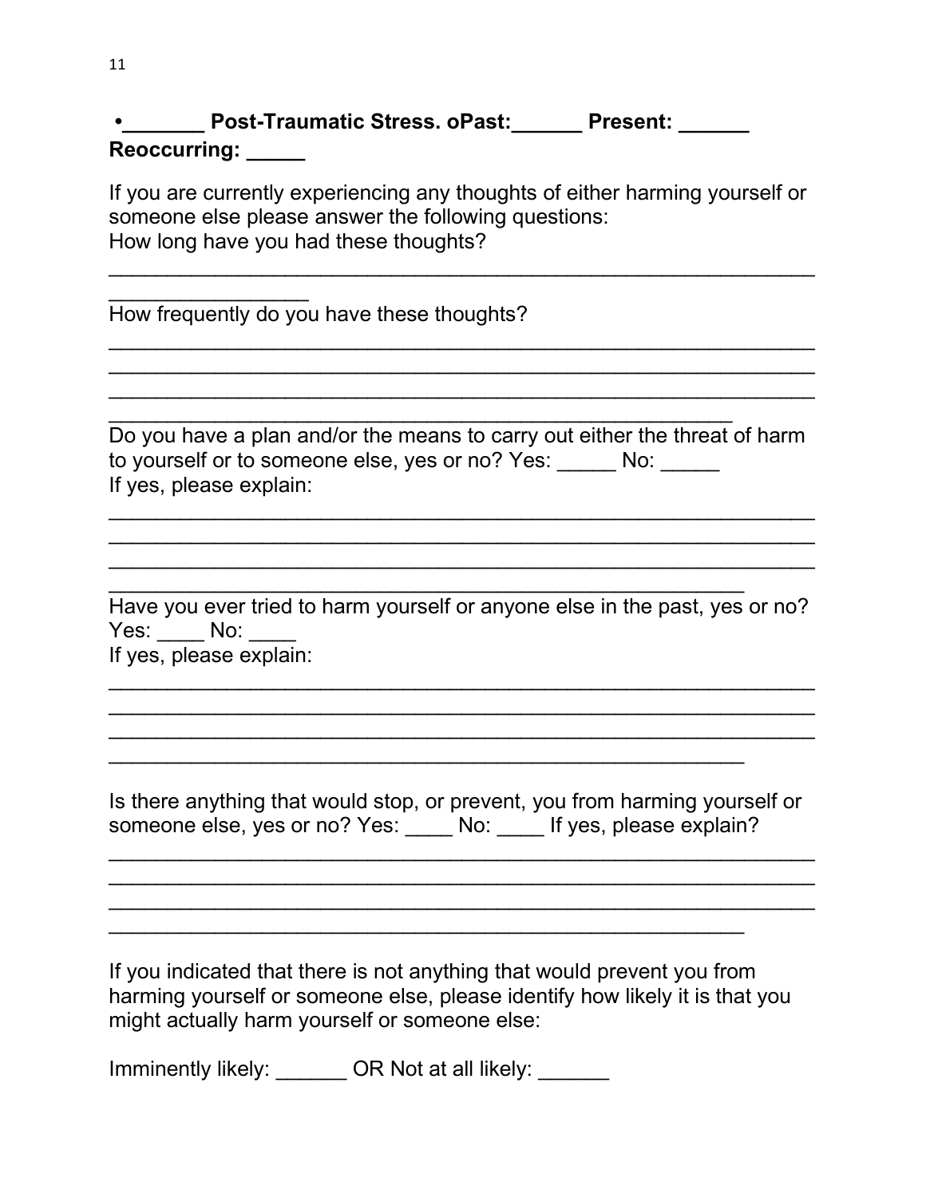**•_______ Post-Traumatic Stress. oPast:______ Present: ______ Reoccurring: _____**

If you are currently experiencing any thoughts of either harming yourself or someone else please answer the following questions:
How long have you had these thoughts?

____________________________________________________________
_________________

How frequently do you have these thoughts?

____________________________________________________________
____________________________________________________________
____________________________________________________________
_____________________________________________________

Do you have a plan and/or the means to carry out either the threat of harm to yourself or to someone else, yes or no? Yes: _____ No: _____
If yes, please explain:

____________________________________________________________
____________________________________________________________
____________________________________________________________
______________________________________________________

Have you ever tried to harm yourself or anyone else in the past, yes or no?
Yes: ____ No: ____
If yes, please explain:

____________________________________________________________
____________________________________________________________
____________________________________________________________
______________________________________________________

Is there anything that would stop, or prevent, you from harming yourself or someone else, yes or no? Yes: ____ No: ____ If yes, please explain?

____________________________________________________________
____________________________________________________________
____________________________________________________________
______________________________________________________

If you indicated that there is not anything that would prevent you from harming yourself or someone else, please identify how likely it is that you might actually harm yourself or someone else:

Imminently likely: ______ OR Not at all likely: ______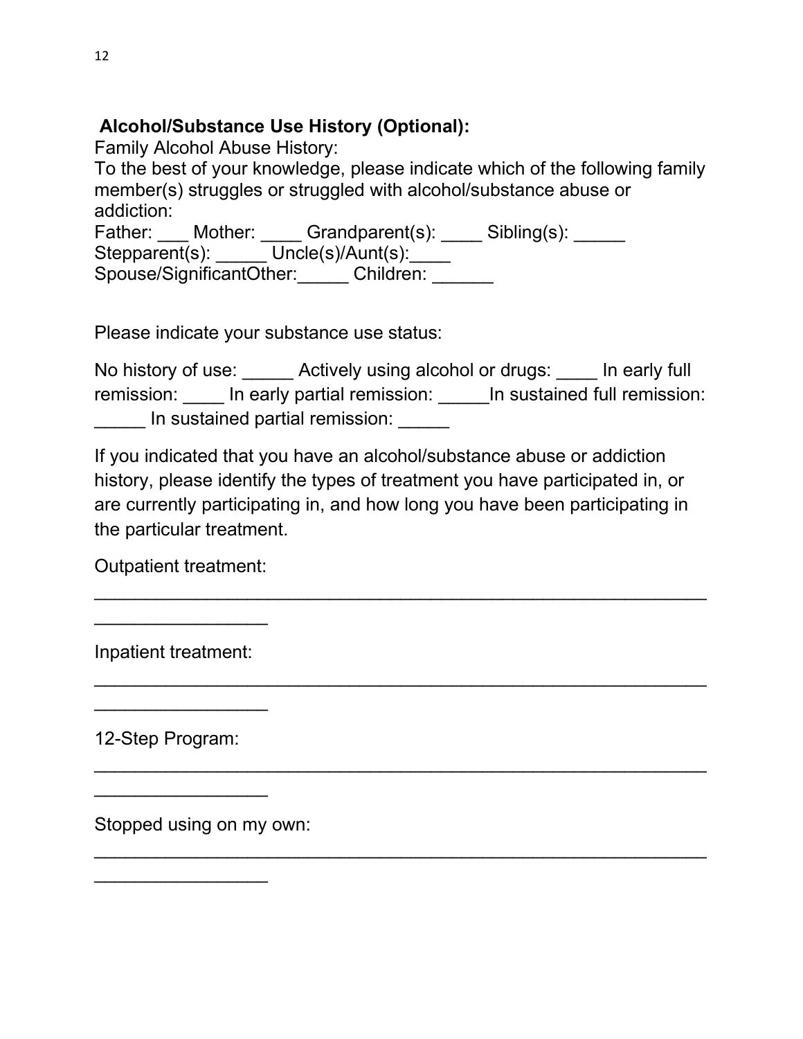**Alcohol/Substance Use History (Optional):**

Family Alcohol Abuse History:

To the best of your knowledge, please indicate which of the following family member(s) struggles or struggled with alcohol/substance abuse or addiction:

Father: ___ Mother: ____ Grandparent(s): ____ Sibling(s): _____ Stepparent(s): _____ Uncle(s)/Aunt(s):____ Spouse/SignificantOther:_____ Children: ______

Please indicate your substance use status:

No history of use: _____ Actively using alcohol or drugs: ____ In early full remission: ____ In early partial remission: _____In sustained full remission: _____ In sustained partial remission: _____

If you indicated that you have an alcohol/substance abuse or addiction history, please identify the types of treatment you have participated in, or are currently participating in, and how long you have been participating in the particular treatment.

Outpatient treatment: ________________________________________________________________________

Inpatient treatment: ________________________________________________________________________

12-Step Program: ________________________________________________________________________

Stopped using on my own: ________________________________________________________________________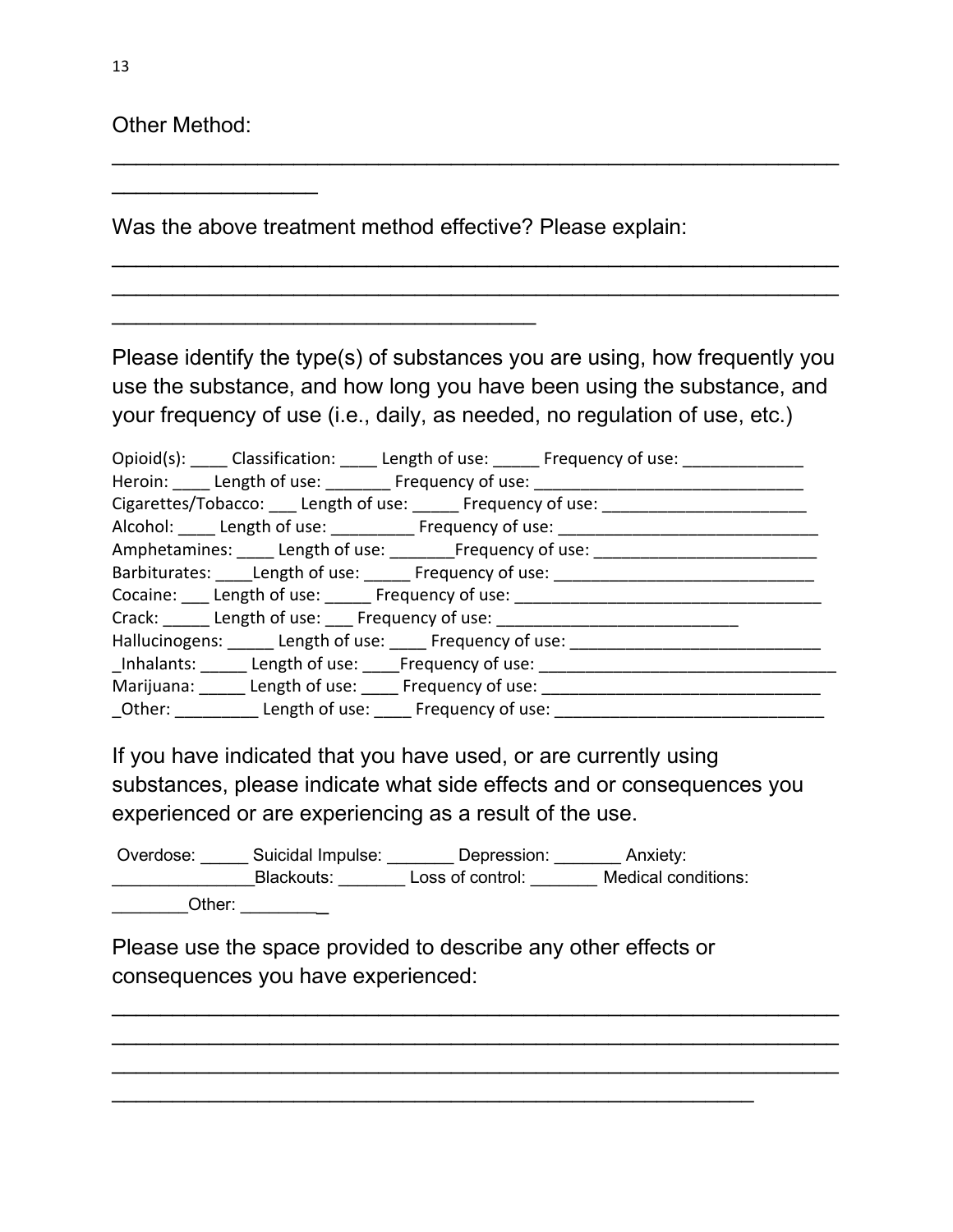Other Method:

________________________________________________________________
__________________

Was the above treatment method effective? Please explain:

________________________________________________________________
________________________________________________________________
_____________________________________

Please identify the type(s) of substances you are using, how frequently you use the substance, and how long you have been using the substance, and your frequency of use (i.e., daily, as needed, no regulation of use, etc.)

Opioid(s): ____ Classification: ____ Length of use: _____ Frequency of use: _____________
Heroin: ____ Length of use: _______ Frequency of use: ______________________________
Cigarettes/Tobacco: ___ Length of use: _____ Frequency of use: ______________________
Alcohol: ____ Length of use: _________ Frequency of use: ____________________________
Amphetamines: ____ Length of use: _______Frequency of use: ________________________
Barbiturates: ____Length of use: _____ Frequency of use: ____________________________
Cocaine: ___ Length of use: _____ Frequency of use: _________________________________
Crack: _____ Length of use: ___ Frequency of use: __________________________
Hallucinogens: _____ Length of use: ____ Frequency of use: ___________________________
_Inhalants: _____ Length of use: ____Frequency of use: ________________________________
Marijuana: _____ Length of use: ____ Frequency of use: ______________________________
_Other: _________ Length of use: ____ Frequency of use: _____________________________

If you have indicated that you have used, or are currently using substances, please indicate what side effects and or consequences you experienced or are experiencing as a result of the use.

Overdose: _____ Suicidal Impulse: _______ Depression: _______ Anxiety: _______________Blackouts: _______ Loss of control: _______ Medical conditions: ________Other: _________

Please use the space provided to describe any other effects or consequences you have experienced:

________________________________________________________________
________________________________________________________________
________________________________________________________________
________________________________________________________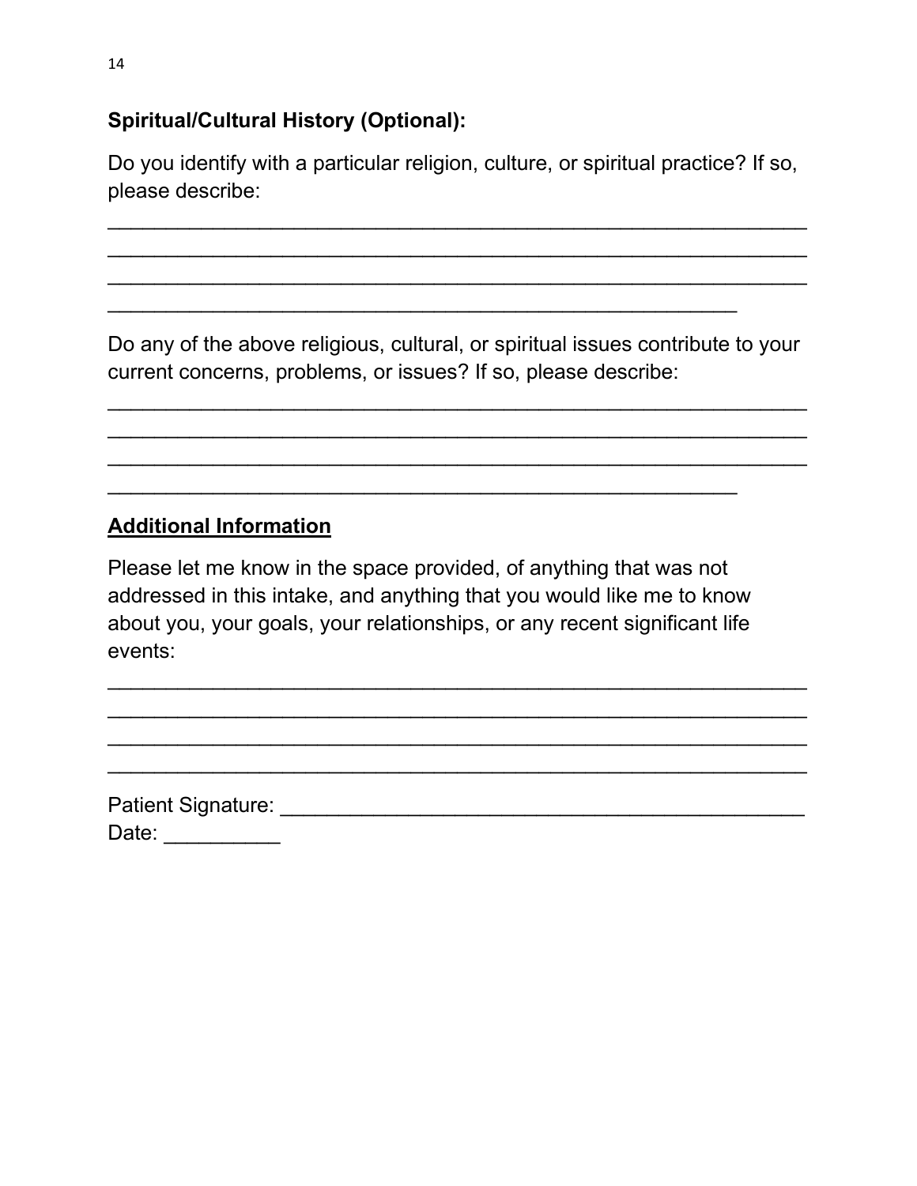**Spiritual/Cultural History (Optional):**

Do you identify with a particular religion, culture, or spiritual practice? If so, please describe:

_____________________________________________________________
_____________________________________________________________
_____________________________________________________________
________________________________________________________

Do any of the above religious, cultural, or spiritual issues contribute to your current concerns, problems, or issues? If so, please describe:

_____________________________________________________________
_____________________________________________________________
_____________________________________________________________
________________________________________________________

## Additional Information

Please let me know in the space provided, of anything that was not addressed in this intake, and anything that you would like me to know about you, your goals, your relationships, or any recent significant life events:

_____________________________________________________________
_____________________________________________________________
_____________________________________________________________
_____________________________________________________________

Patient Signature: _______________________________________________
Date: __________